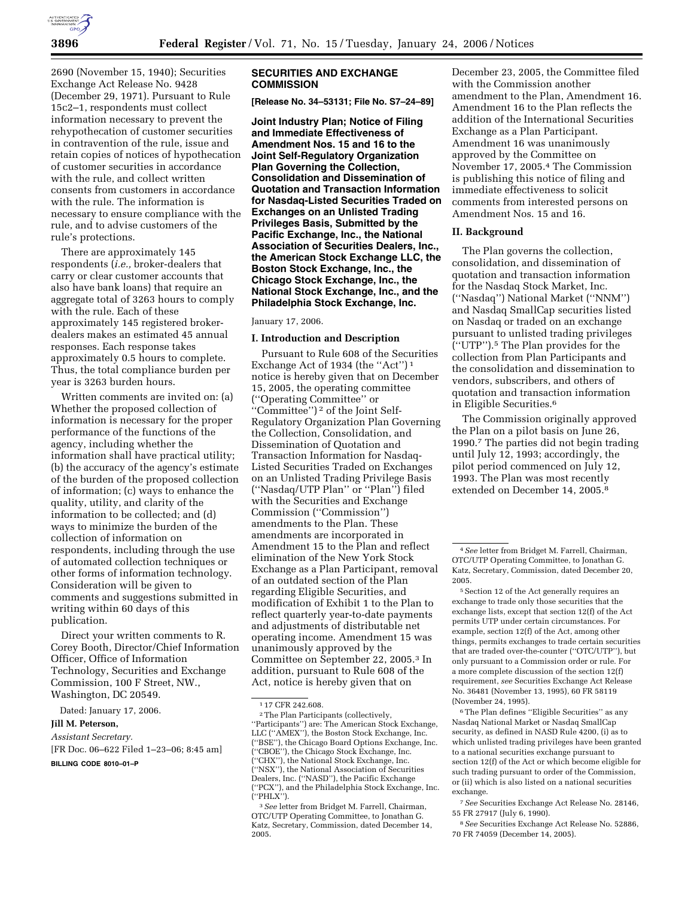2690 (November 15, 1940); Securities Exchange Act Release No. 9428 (December 29, 1971). Pursuant to Rule 15c2–1, respondents must collect information necessary to prevent the rehypothecation of customer securities in contravention of the rule, issue and retain copies of notices of hypothecation of customer securities in accordance with the rule, and collect written consents from customers in accordance with the rule. The information is necessary to ensure compliance with the rule, and to advise customers of the rule's protections.

There are approximately 145 respondents (*i.e.,* broker-dealers that carry or clear customer accounts that also have bank loans) that require an aggregate total of 3263 hours to comply with the rule. Each of these approximately 145 registered broker-dealers makes an estimated 45 annual responses. Each response takes approximately 0.5 hours to complete. Thus, the total compliance burden per year is 3263 burden hours.

Written comments are invited on: (a) Whether the proposed collection of information is necessary for the proper performance of the functions of the agency, including whether the information shall have practical utility; (b) the accuracy of the agency's estimate of the burden of the proposed collection of information; (c) ways to enhance the quality, utility, and clarity of the information to be collected; and (d) ways to minimize the burden of the collection of information on respondents, including through the use of automated collection techniques or other forms of information technology. Consideration will be given to comments and suggestions submitted in writing within 60 days of this publication.

Direct your written comments to R. Corey Booth, Director/Chief Information Officer, Office of Information Technology, Securities and Exchange Commission, 100 F Street, NW., Washington, DC 20549.

Dated: January 17, 2006.

**Jill M. Peterson,**

*Assistant Secretary.*

[FR Doc. 06–622 Filed 1–23–06; 8:45 am]

**BILLING CODE 8010–01–P**

## SECURITIES AND EXCHANGE COMMISSION

**[Release No. 34–53131; File No. S7–24–89]**

**Joint Industry Plan; Notice of Filing and Immediate Effectiveness of Amendment Nos. 15 and 16 to the Joint Self-Regulatory Organization Plan Governing the Collection, Consolidation and Dissemination of Quotation and Transaction Information for Nasdaq-Listed Securities Traded on Exchanges on an Unlisted Trading Privileges Basis, Submitted by the Pacific Exchange, Inc., the National Association of Securities Dealers, Inc., the American Stock Exchange LLC, the Boston Stock Exchange, Inc., the Chicago Stock Exchange, Inc., the National Stock Exchange, Inc., and the Philadelphia Stock Exchange, Inc.**

January 17, 2006.

### I. Introduction and Description

Pursuant to Rule 608 of the Securities Exchange Act of 1934 (the ''Act'')[1] notice is hereby given that on December 15, 2005, the operating committee (''Operating Committee'' or ''Committee'')[2] of the Joint Self-Regulatory Organization Plan Governing the Collection, Consolidation, and Dissemination of Quotation and Transaction Information for Nasdaq-Listed Securities Traded on Exchanges on an Unlisted Trading Privilege Basis (''Nasdaq/UTP Plan'' or ''Plan'') filed with the Securities and Exchange Commission (''Commission'') amendments to the Plan. These amendments are incorporated in Amendment 15 to the Plan and reflect elimination of the New York Stock Exchange as a Plan Participant, removal of an outdated section of the Plan regarding Eligible Securities, and modification of Exhibit 1 to the Plan to reflect quarterly year-to-date payments and adjustments of distributable net operating income. Amendment 15 was unanimously approved by the Committee on September 22, 2005.[3] In addition, pursuant to Rule 608 of the Act, notice is hereby given that on December 23, 2005, the Committee filed with the Commission another amendment to the Plan, Amendment 16. Amendment 16 to the Plan reflects the addition of the International Securities Exchange as a Plan Participant. Amendment 16 was unanimously approved by the Committee on November 17, 2005.[4] The Commission is publishing this notice of filing and immediate effectiveness to solicit comments from interested persons on Amendment Nos. 15 and 16.

### II. Background

The Plan governs the collection, consolidation, and dissemination of quotation and transaction information for the Nasdaq Stock Market, Inc. (''Nasdaq'') National Market (''NNM'') and Nasdaq SmallCap securities listed on Nasdaq or traded on an exchange pursuant to unlisted trading privileges (''UTP'').[5] The Plan provides for the collection from Plan Participants and the consolidation and dissemination to vendors, subscribers, and others of quotation and transaction information in Eligible Securities.[6]

The Commission originally approved the Plan on a pilot basis on June 26, 1990.[7] The parties did not begin trading until July 12, 1993; accordingly, the pilot period commenced on July 12, 1993. The Plan was most recently extended on December 14, 2005.[8]

---

[1] 17 CFR 242.608.

[2] The Plan Participants (collectively, ''Participants'') are: The American Stock Exchange, LLC (''AMEX''), the Boston Stock Exchange, Inc. (''BSE''), the Chicago Board Options Exchange, Inc. (''CBOE''), the Chicago Stock Exchange, Inc. (''CHX''), the National Stock Exchange, Inc. (''NSX''), the National Association of Securities Dealers, Inc. (''NASD''), the Pacific Exchange (''PCX''), and the Philadelphia Stock Exchange, Inc. (''PHLX'').

[3] *See* letter from Bridget M. Farrell, Chairman, OTC/UTP Operating Committee, to Jonathan G. Katz, Secretary, Commission, dated December 14, 2005.

[4] *See* letter from Bridget M. Farrell, Chairman, OTC/UTP Operating Committee, to Jonathan G. Katz, Secretary, Commission, dated December 20, 2005.

[5] Section 12 of the Act generally requires an exchange to trade only those securities that the exchange lists, except that section 12(f) of the Act permits UTP under certain circumstances. For example, section 12(f) of the Act, among other things, permits exchanges to trade certain securities that are traded over-the-counter (''OTC/UTP''), but only pursuant to a Commission order or rule. For a more complete discussion of the section 12(f) requirement, *see* Securities Exchange Act Release No. 36481 (November 13, 1995), 60 FR 58119 (November 24, 1995).

[6] The Plan defines ''Eligible Securities'' as any Nasdaq National Market or Nasdaq SmallCap security, as defined in NASD Rule 4200, (i) as to which unlisted trading privileges have been granted to a national securities exchange pursuant to section 12(f) of the Act or which become eligible for such trading pursuant to order of the Commission, or (ii) which is also listed on a national securities exchange.

[7] *See* Securities Exchange Act Release No. 28146, 55 FR 27917 (July 6, 1990).

[8] *See* Securities Exchange Act Release No. 52886, 70 FR 74059 (December 14, 2005).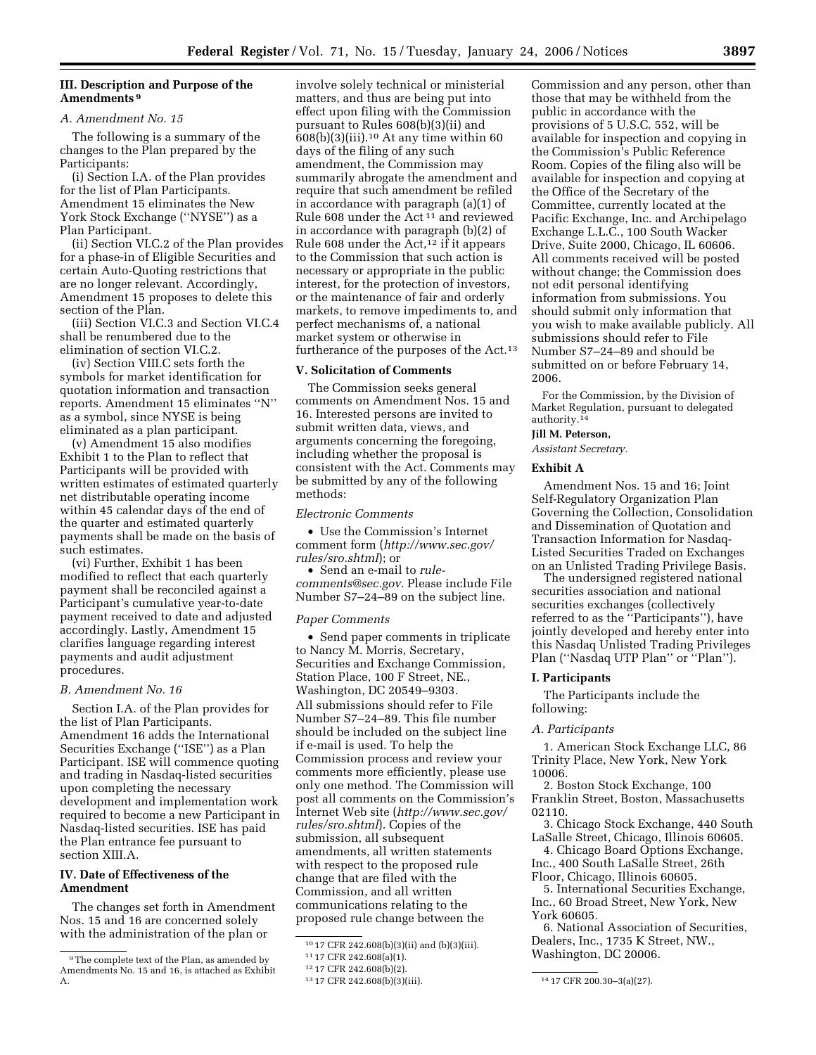## III. Description and Purpose of the Amendments [9]

### A. Amendment No. 15

The following is a summary of the changes to the Plan prepared by the Participants:

(i) Section I.A. of the Plan provides for the list of Plan Participants. Amendment 15 eliminates the New York Stock Exchange (''NYSE'') as a Plan Participant.

(ii) Section VI.C.2 of the Plan provides for a phase-in of Eligible Securities and certain Auto-Quoting restrictions that are no longer relevant. Accordingly, Amendment 15 proposes to delete this section of the Plan.

(iii) Section VI.C.3 and Section VI.C.4 shall be renumbered due to the elimination of section VI.C.2.

(iv) Section VIII.C sets forth the symbols for market identification for quotation information and transaction reports. Amendment 15 eliminates ''N'' as a symbol, since NYSE is being eliminated as a plan participant.

(v) Amendment 15 also modifies Exhibit 1 to the Plan to reflect that Participants will be provided with written estimates of estimated quarterly net distributable operating income within 45 calendar days of the end of the quarter and estimated quarterly payments shall be made on the basis of such estimates.

(vi) Further, Exhibit 1 has been modified to reflect that each quarterly payment shall be reconciled against a Participant's cumulative year-to-date payment received to date and adjusted accordingly. Lastly, Amendment 15 clarifies language regarding interest payments and audit adjustment procedures.

### B. Amendment No. 16

Section I.A. of the Plan provides for the list of Plan Participants. Amendment 16 adds the International Securities Exchange (''ISE'') as a Plan Participant. ISE will commence quoting and trading in Nasdaq-listed securities upon completing the necessary development and implementation work required to become a new Participant in Nasdaq-listed securities. ISE has paid the Plan entrance fee pursuant to section XIII.A.

## IV. Date of Effectiveness of the Amendment

The changes set forth in Amendment Nos. 15 and 16 are concerned solely with the administration of the plan or involve solely technical or ministerial matters, and thus are being put into effect upon filing with the Commission pursuant to Rules 608(b)(3)(ii) and 608(b)(3)(iii).[10] At any time within 60 days of the filing of any such amendment, the Commission may summarily abrogate the amendment and require that such amendment be refiled in accordance with paragraph (a)(1) of Rule 608 under the Act [11] and reviewed in accordance with paragraph (b)(2) of Rule 608 under the Act,[12] if it appears to the Commission that such action is necessary or appropriate in the public interest, for the protection of investors, or the maintenance of fair and orderly markets, to remove impediments to, and perfect mechanisms of, a national market system or otherwise in furtherance of the purposes of the Act.[13]

## V. Solicitation of Comments

The Commission seeks general comments on Amendment Nos. 15 and 16. Interested persons are invited to submit written data, views, and arguments concerning the foregoing, including whether the proposal is consistent with the Act. Comments may be submitted by any of the following methods:

*Electronic Comments*

- Use the Commission's Internet comment form (*http://www.sec.gov/rules/sro.shtml*); or
- Send an e-mail to *rule-comments@sec.gov.* Please include File Number S7–24–89 on the subject line.

*Paper Comments*

- Send paper comments in triplicate to Nancy M. Morris, Secretary, Securities and Exchange Commission, Station Place, 100 F Street, NE., Washington, DC 20549–9303.

All submissions should refer to File Number S7–24–89. This file number should be included on the subject line if e-mail is used. To help the Commission process and review your comments more efficiently, please use only one method. The Commission will post all comments on the Commission's Internet Web site (*http://www.sec.gov/rules/sro.shtml*). Copies of the submission, all subsequent amendments, all written statements with respect to the proposed rule change that are filed with the Commission, and all written communications relating to the proposed rule change between the Commission and any person, other than those that may be withheld from the public in accordance with the provisions of 5 U.S.C. 552, will be available for inspection and copying in the Commission's Public Reference Room. Copies of the filing also will be available for inspection and copying at the Office of the Secretary of the Committee, currently located at the Pacific Exchange, Inc. and Archipelago Exchange L.L.C., 100 South Wacker Drive, Suite 2000, Chicago, IL 60606. All comments received will be posted without change; the Commission does not edit personal identifying information from submissions. You should submit only information that you wish to make available publicly. All submissions should refer to File Number S7–24–89 and should be submitted on or before February 14, 2006.

For the Commission, by the Division of Market Regulation, pursuant to delegated authority.[14]

**Jill M. Peterson,**

*Assistant Secretary.*

## Exhibit A

Amendment Nos. 15 and 16; Joint Self-Regulatory Organization Plan Governing the Collection, Consolidation and Dissemination of Quotation and Transaction Information for Nasdaq-Listed Securities Traded on Exchanges on an Unlisted Trading Privilege Basis.

The undersigned registered national securities association and national securities exchanges (collectively referred to as the ''Participants''), have jointly developed and hereby enter into this Nasdaq Unlisted Trading Privileges Plan (''Nasdaq UTP Plan'' or ''Plan'').

## I. Participants

The Participants include the following:

### A. Participants

1. American Stock Exchange LLC, 86 Trinity Place, New York, New York 10006.
2. Boston Stock Exchange, 100 Franklin Street, Boston, Massachusetts 02110.
3. Chicago Stock Exchange, 440 South LaSalle Street, Chicago, Illinois 60605.
4. Chicago Board Options Exchange, Inc., 400 South LaSalle Street, 26th Floor, Chicago, Illinois 60605.
5. International Securities Exchange, Inc., 60 Broad Street, New York, New York 60605.
6. National Association of Securities, Dealers, Inc., 1735 K Street, NW., Washington, DC 20006.

---

[9] The complete text of the Plan, as amended by Amendments No. 15 and 16, is attached as Exhibit A.

[10] 17 CFR 242.608(b)(3)(ii) and (b)(3)(iii).

[11] 17 CFR 242.608(a)(1).

[12] 17 CFR 242.608(b)(2).

[13] 17 CFR 242.608(b)(3)(iii).

[14] 17 CFR 200.30–3(a)(27).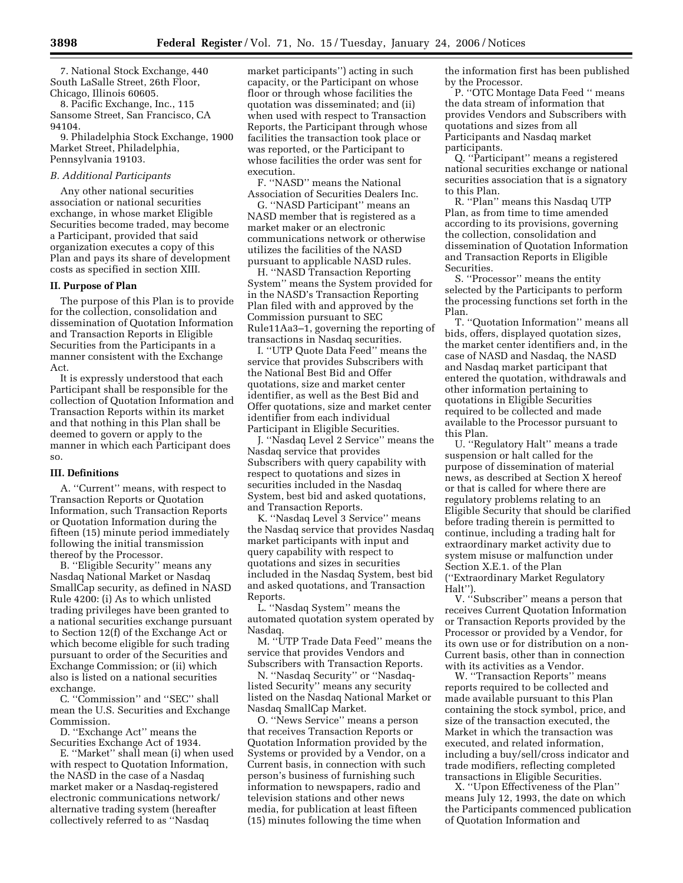7. National Stock Exchange, 440 South LaSalle Street, 26th Floor, Chicago, Illinois 60605.

8. Pacific Exchange, Inc., 115 Sansome Street, San Francisco, CA 94104.

9. Philadelphia Stock Exchange, 1900 Market Street, Philadelphia, Pennsylvania 19103.

*B. Additional Participants*

Any other national securities association or national securities exchange, in whose market Eligible Securities become traded, may become a Participant, provided that said organization executes a copy of this Plan and pays its share of development costs as specified in section XIII.

**II. Purpose of Plan**

The purpose of this Plan is to provide for the collection, consolidation and dissemination of Quotation Information and Transaction Reports in Eligible Securities from the Participants in a manner consistent with the Exchange Act.

It is expressly understood that each Participant shall be responsible for the collection of Quotation Information and Transaction Reports within its market and that nothing in this Plan shall be deemed to govern or apply to the manner in which each Participant does so.

**III. Definitions**

A. ''Current'' means, with respect to Transaction Reports or Quotation Information, such Transaction Reports or Quotation Information during the fifteen (15) minute period immediately following the initial transmission thereof by the Processor.

B. ''Eligible Security'' means any Nasdaq National Market or Nasdaq SmallCap security, as defined in NASD Rule 4200: (i) As to which unlisted trading privileges have been granted to a national securities exchange pursuant to Section 12(f) of the Exchange Act or which become eligible for such trading pursuant to order of the Securities and Exchange Commission; or (ii) which also is listed on a national securities exchange.

C. ''Commission'' and ''SEC'' shall mean the U.S. Securities and Exchange Commission.

D. ''Exchange Act'' means the Securities Exchange Act of 1934.

E. ''Market'' shall mean (i) when used with respect to Quotation Information, the NASD in the case of a Nasdaq market maker or a Nasdaq-registered electronic communications network/ alternative trading system (hereafter collectively referred to as ''Nasdaq market participants'') acting in such capacity, or the Participant on whose floor or through whose facilities the quotation was disseminated; and (ii) when used with respect to Transaction Reports, the Participant through whose facilities the transaction took place or was reported, or the Participant to whose facilities the order was sent for execution.

F. ''NASD'' means the National Association of Securities Dealers Inc.

G. ''NASD Participant'' means an NASD member that is registered as a market maker or an electronic communications network or otherwise utilizes the facilities of the NASD pursuant to applicable NASD rules.

H. ''NASD Transaction Reporting System'' means the System provided for in the NASD's Transaction Reporting Plan filed with and approved by the Commission pursuant to SEC Rule11Aa3–1, governing the reporting of transactions in Nasdaq securities.

I. ''UTP Quote Data Feed'' means the service that provides Subscribers with the National Best Bid and Offer quotations, size and market center identifier, as well as the Best Bid and Offer quotations, size and market center identifier from each individual Participant in Eligible Securities.

J. ''Nasdaq Level 2 Service'' means the Nasdaq service that provides Subscribers with query capability with respect to quotations and sizes in securities included in the Nasdaq System, best bid and asked quotations, and Transaction Reports.

K. ''Nasdaq Level 3 Service'' means the Nasdaq service that provides Nasdaq market participants with input and query capability with respect to quotations and sizes in securities included in the Nasdaq System, best bid and asked quotations, and Transaction Reports.

L. ''Nasdaq System'' means the automated quotation system operated by Nasdaq.

M. ''UTP Trade Data Feed'' means the service that provides Vendors and Subscribers with Transaction Reports.

N. ''Nasdaq Security'' or ''Nasdaq-listed Security'' means any security listed on the Nasdaq National Market or Nasdaq SmallCap Market.

O. ''News Service'' means a person that receives Transaction Reports or Quotation Information provided by the Systems or provided by a Vendor, on a Current basis, in connection with such person's business of furnishing such information to newspapers, radio and television stations and other news media, for publication at least fifteen (15) minutes following the time when the information first has been published by the Processor.

P. ''OTC Montage Data Feed '' means the data stream of information that provides Vendors and Subscribers with quotations and sizes from all Participants and Nasdaq market participants.

Q. ''Participant'' means a registered national securities exchange or national securities association that is a signatory to this Plan.

R. ''Plan'' means this Nasdaq UTP Plan, as from time to time amended according to its provisions, governing the collection, consolidation and dissemination of Quotation Information and Transaction Reports in Eligible Securities.

S. ''Processor'' means the entity selected by the Participants to perform the processing functions set forth in the Plan.

T. ''Quotation Information'' means all bids, offers, displayed quotation sizes, the market center identifiers and, in the case of NASD and Nasdaq, the NASD and Nasdaq market participant that entered the quotation, withdrawals and other information pertaining to quotations in Eligible Securities required to be collected and made available to the Processor pursuant to this Plan.

U. ''Regulatory Halt'' means a trade suspension or halt called for the purpose of dissemination of material news, as described at Section X hereof or that is called for where there are regulatory problems relating to an Eligible Security that should be clarified before trading therein is permitted to continue, including a trading halt for extraordinary market activity due to system misuse or malfunction under Section X.E.1. of the Plan (''Extraordinary Market Regulatory Halt'').

V. ''Subscriber'' means a person that receives Current Quotation Information or Transaction Reports provided by the Processor or provided by a Vendor, for its own use or for distribution on a non-Current basis, other than in connection with its activities as a Vendor.

W. ''Transaction Reports'' means reports required to be collected and made available pursuant to this Plan containing the stock symbol, price, and size of the transaction executed, the Market in which the transaction was executed, and related information, including a buy/sell/cross indicator and trade modifiers, reflecting completed transactions in Eligible Securities.

X. ''Upon Effectiveness of the Plan'' means July 12, 1993, the date on which the Participants commenced publication of Quotation Information and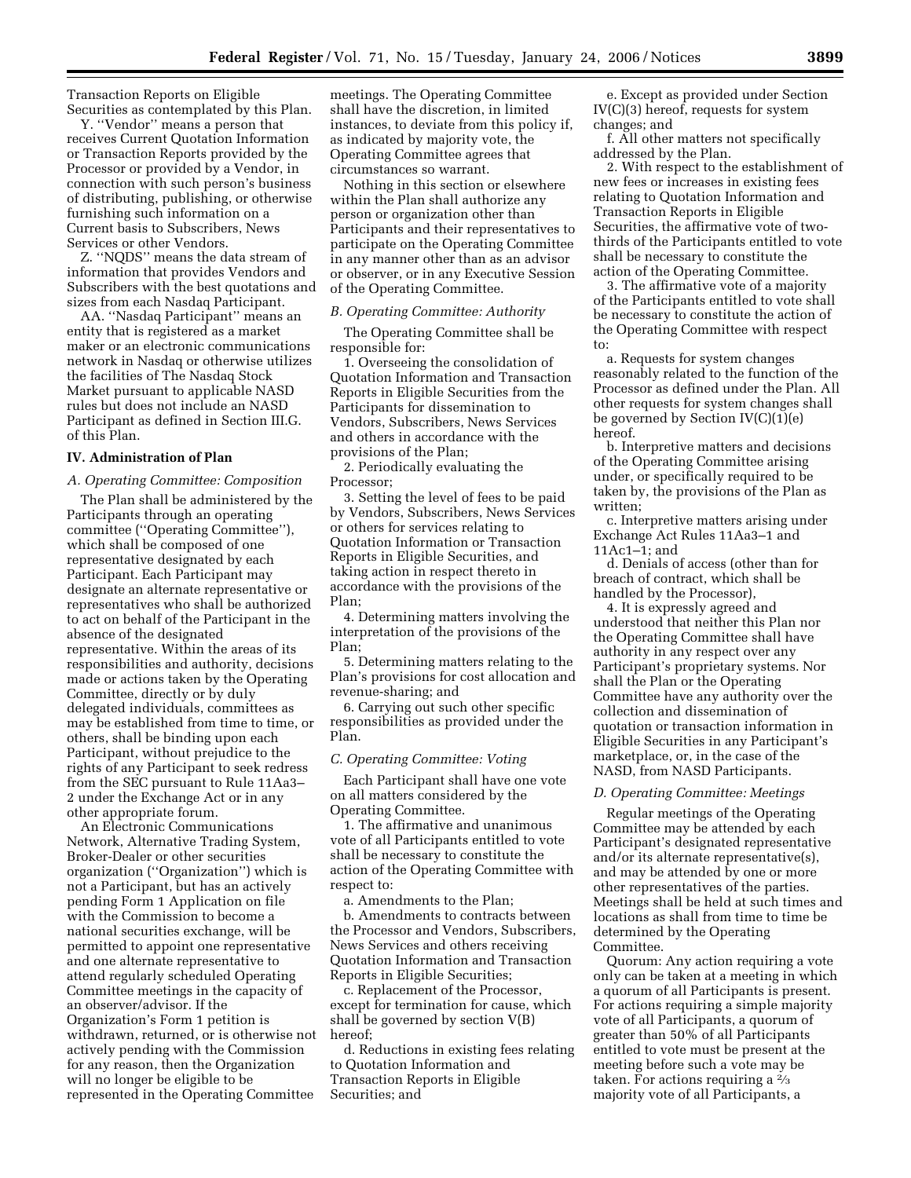Transaction Reports on Eligible Securities as contemplated by this Plan.

Y. ''Vendor'' means a person that receives Current Quotation Information or Transaction Reports provided by the Processor or provided by a Vendor, in connection with such person's business of distributing, publishing, or otherwise furnishing such information on a Current basis to Subscribers, News Services or other Vendors.

Z. ''NQDS'' means the data stream of information that provides Vendors and Subscribers with the best quotations and sizes from each Nasdaq Participant.

AA. ''Nasdaq Participant'' means an entity that is registered as a market maker or an electronic communications network in Nasdaq or otherwise utilizes the facilities of The Nasdaq Stock Market pursuant to applicable NASD rules but does not include an NASD Participant as defined in Section III.G. of this Plan.

## IV. Administration of Plan

### *A. Operating Committee: Composition*

The Plan shall be administered by the Participants through an operating committee (''Operating Committee''), which shall be composed of one representative designated by each Participant. Each Participant may designate an alternate representative or representatives who shall be authorized to act on behalf of the Participant in the absence of the designated representative. Within the areas of its responsibilities and authority, decisions made or actions taken by the Operating Committee, directly or by duly delegated individuals, committees as may be established from time to time, or others, shall be binding upon each Participant, without prejudice to the rights of any Participant to seek redress from the SEC pursuant to Rule 11Aa3–2 under the Exchange Act or in any other appropriate forum.

An Electronic Communications Network, Alternative Trading System, Broker-Dealer or other securities organization (''Organization'') which is not a Participant, but has an actively pending Form 1 Application on file with the Commission to become a national securities exchange, will be permitted to appoint one representative and one alternate representative to attend regularly scheduled Operating Committee meetings in the capacity of an observer/advisor. If the Organization's Form 1 petition is withdrawn, returned, or is otherwise not actively pending with the Commission for any reason, then the Organization will no longer be eligible to be represented in the Operating Committee meetings. The Operating Committee shall have the discretion, in limited instances, to deviate from this policy if, as indicated by majority vote, the Operating Committee agrees that circumstances so warrant.

Nothing in this section or elsewhere within the Plan shall authorize any person or organization other than Participants and their representatives to participate on the Operating Committee in any manner other than as an advisor or observer, or in any Executive Session of the Operating Committee.

### *B. Operating Committee: Authority*

The Operating Committee shall be responsible for:

1. Overseeing the consolidation of Quotation Information and Transaction Reports in Eligible Securities from the Participants for dissemination to Vendors, Subscribers, News Services and others in accordance with the provisions of the Plan;

2. Periodically evaluating the Processor;

3. Setting the level of fees to be paid by Vendors, Subscribers, News Services or others for services relating to Quotation Information or Transaction Reports in Eligible Securities, and taking action in respect thereto in accordance with the provisions of the Plan;

4. Determining matters involving the interpretation of the provisions of the Plan;

5. Determining matters relating to the Plan's provisions for cost allocation and revenue-sharing; and

6. Carrying out such other specific responsibilities as provided under the Plan.

### *C. Operating Committee: Voting*

Each Participant shall have one vote on all matters considered by the Operating Committee.

1. The affirmative and unanimous vote of all Participants entitled to vote shall be necessary to constitute the action of the Operating Committee with respect to:

a. Amendments to the Plan;

b. Amendments to contracts between the Processor and Vendors, Subscribers, News Services and others receiving Quotation Information and Transaction Reports in Eligible Securities;

c. Replacement of the Processor, except for termination for cause, which shall be governed by section V(B) hereof;

d. Reductions in existing fees relating to Quotation Information and Transaction Reports in Eligible Securities; and

e. Except as provided under Section IV(C)(3) hereof, requests for system changes; and

f. All other matters not specifically addressed by the Plan.

2. With respect to the establishment of new fees or increases in existing fees relating to Quotation Information and Transaction Reports in Eligible Securities, the affirmative vote of two-thirds of the Participants entitled to vote shall be necessary to constitute the action of the Operating Committee.

3. The affirmative vote of a majority of the Participants entitled to vote shall be necessary to constitute the action of the Operating Committee with respect to:

a. Requests for system changes reasonably related to the function of the Processor as defined under the Plan. All other requests for system changes shall be governed by Section IV(C)(1)(e) hereof.

b. Interpretive matters and decisions of the Operating Committee arising under, or specifically required to be taken by, the provisions of the Plan as written;

c. Interpretive matters arising under Exchange Act Rules 11Aa3–1 and 11Ac1–1; and

d. Denials of access (other than for breach of contract, which shall be handled by the Processor),

4. It is expressly agreed and understood that neither this Plan nor the Operating Committee shall have authority in any respect over any Participant's proprietary systems. Nor shall the Plan or the Operating Committee have any authority over the collection and dissemination of quotation or transaction information in Eligible Securities in any Participant's marketplace, or, in the case of the NASD, from NASD Participants.

### *D. Operating Committee: Meetings*

Regular meetings of the Operating Committee may be attended by each Participant's designated representative and/or its alternate representative(s), and may be attended by one or more other representatives of the parties. Meetings shall be held at such times and locations as shall from time to time be determined by the Operating Committee.

Quorum: Any action requiring a vote only can be taken at a meeting in which a quorum of all Participants is present. For actions requiring a simple majority vote of all Participants, a quorum of greater than 50% of all Participants entitled to vote must be present at the meeting before such a vote may be taken. For actions requiring a ⅔ majority vote of all Participants, a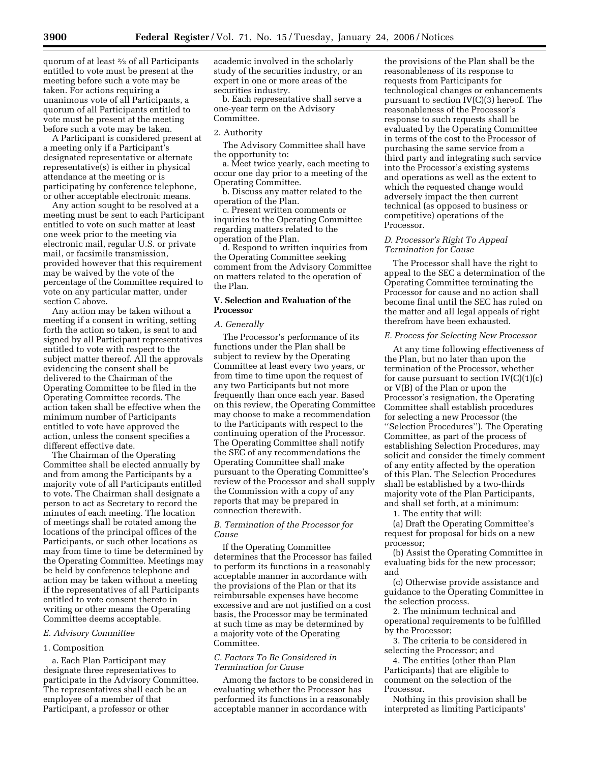quorum of at least ⅔ of all Participants entitled to vote must be present at the meeting before such a vote may be taken. For actions requiring a unanimous vote of all Participants, a quorum of all Participants entitled to vote must be present at the meeting before such a vote may be taken.

A Participant is considered present at a meeting only if a Participant's designated representative or alternate representative(s) is either in physical attendance at the meeting or is participating by conference telephone, or other acceptable electronic means.

Any action sought to be resolved at a meeting must be sent to each Participant entitled to vote on such matter at least one week prior to the meeting via electronic mail, regular U.S. or private mail, or facsimile transmission, provided however that this requirement may be waived by the vote of the percentage of the Committee required to vote on any particular matter, under section C above.

Any action may be taken without a meeting if a consent in writing, setting forth the action so taken, is sent to and signed by all Participant representatives entitled to vote with respect to the subject matter thereof. All the approvals evidencing the consent shall be delivered to the Chairman of the Operating Committee to be filed in the Operating Committee records. The action taken shall be effective when the minimum number of Participants entitled to vote have approved the action, unless the consent specifies a different effective date.

The Chairman of the Operating Committee shall be elected annually by and from among the Participants by a majority vote of all Participants entitled to vote. The Chairman shall designate a person to act as Secretary to record the minutes of each meeting. The location of meetings shall be rotated among the locations of the principal offices of the Participants, or such other locations as may from time to time be determined by the Operating Committee. Meetings may be held by conference telephone and action may be taken without a meeting if the representatives of all Participants entitled to vote consent thereto in writing or other means the Operating Committee deems acceptable.

*E. Advisory Committee*

1. Composition

a. Each Plan Participant may designate three representatives to participate in the Advisory Committee. The representatives shall each be an employee of a member of that Participant, a professor or other academic involved in the scholarly study of the securities industry, or an expert in one or more areas of the securities industry.

b. Each representative shall serve a one-year term on the Advisory Committee.

2. Authority

The Advisory Committee shall have the opportunity to:

a. Meet twice yearly, each meeting to occur one day prior to a meeting of the Operating Committee.

b. Discuss any matter related to the operation of the Plan.

c. Present written comments or inquiries to the Operating Committee regarding matters related to the operation of the Plan.

d. Respond to written inquiries from the Operating Committee seeking comment from the Advisory Committee on matters related to the operation of the Plan.

**V. Selection and Evaluation of the Processor**

*A. Generally*

The Processor's performance of its functions under the Plan shall be subject to review by the Operating Committee at least every two years, or from time to time upon the request of any two Participants but not more frequently than once each year. Based on this review, the Operating Committee may choose to make a recommendation to the Participants with respect to the continuing operation of the Processor. The Operating Committee shall notify the SEC of any recommendations the Operating Committee shall make pursuant to the Operating Committee's review of the Processor and shall supply the Commission with a copy of any reports that may be prepared in connection therewith.

*B. Termination of the Processor for Cause*

If the Operating Committee determines that the Processor has failed to perform its functions in a reasonably acceptable manner in accordance with the provisions of the Plan or that its reimbursable expenses have become excessive and are not justified on a cost basis, the Processor may be terminated at such time as may be determined by a majority vote of the Operating Committee.

*C. Factors To Be Considered in Termination for Cause*

Among the factors to be considered in evaluating whether the Processor has performed its functions in a reasonably acceptable manner in accordance with the provisions of the Plan shall be the reasonableness of its response to requests from Participants for technological changes or enhancements pursuant to section IV(C)(3) hereof. The reasonableness of the Processor's response to such requests shall be evaluated by the Operating Committee in terms of the cost to the Processor of purchasing the same service from a third party and integrating such service into the Processor's existing systems and operations as well as the extent to which the requested change would adversely impact the then current technical (as opposed to business or competitive) operations of the Processor.

*D. Processor's Right To Appeal Termination for Cause*

The Processor shall have the right to appeal to the SEC a determination of the Operating Committee terminating the Processor for cause and no action shall become final until the SEC has ruled on the matter and all legal appeals of right therefrom have been exhausted.

*E. Process for Selecting New Processor*

At any time following effectiveness of the Plan, but no later than upon the termination of the Processor, whether for cause pursuant to section IV(C)(1)(c) or V(B) of the Plan or upon the Processor's resignation, the Operating Committee shall establish procedures for selecting a new Processor (the "Selection Procedures"). The Operating Committee, as part of the process of establishing Selection Procedures, may solicit and consider the timely comment of any entity affected by the operation of this Plan. The Selection Procedures shall be established by a two-thirds majority vote of the Plan Participants, and shall set forth, at a minimum:

1. The entity that will:

(a) Draft the Operating Committee's request for proposal for bids on a new processor;

(b) Assist the Operating Committee in evaluating bids for the new processor; and

(c) Otherwise provide assistance and guidance to the Operating Committee in the selection process.

2. The minimum technical and operational requirements to be fulfilled by the Processor;

3. The criteria to be considered in selecting the Processor; and

4. The entities (other than Plan Participants) that are eligible to comment on the selection of the Processor.

Nothing in this provision shall be interpreted as limiting Participants'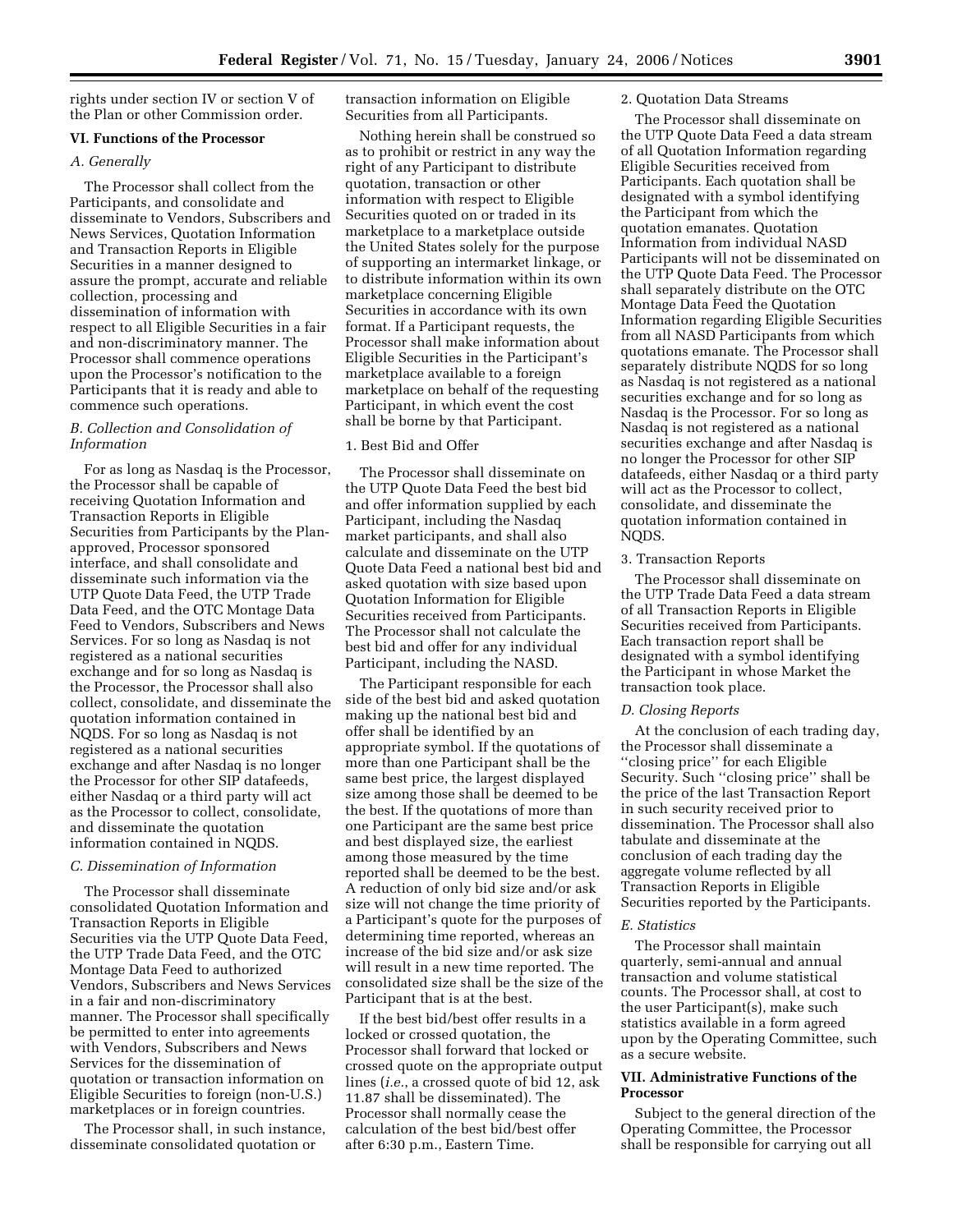rights under section IV or section V of the Plan or other Commission order.

## VI. Functions of the Processor

### *A. Generally*

The Processor shall collect from the Participants, and consolidate and disseminate to Vendors, Subscribers and News Services, Quotation Information and Transaction Reports in Eligible Securities in a manner designed to assure the prompt, accurate and reliable collection, processing and dissemination of information with respect to all Eligible Securities in a fair and non-discriminatory manner. The Processor shall commence operations upon the Processor's notification to the Participants that it is ready and able to commence such operations.

### *B. Collection and Consolidation of Information*

For as long as Nasdaq is the Processor, the Processor shall be capable of receiving Quotation Information and Transaction Reports in Eligible Securities from Participants by the Plan-approved, Processor sponsored interface, and shall consolidate and disseminate such information via the UTP Quote Data Feed, the UTP Trade Data Feed, and the OTC Montage Data Feed to Vendors, Subscribers and News Services. For so long as Nasdaq is not registered as a national securities exchange and for so long as Nasdaq is the Processor, the Processor shall also collect, consolidate, and disseminate the quotation information contained in NQDS. For so long as Nasdaq is not registered as a national securities exchange and after Nasdaq is no longer the Processor for other SIP datafeeds, either Nasdaq or a third party will act as the Processor to collect, consolidate, and disseminate the quotation information contained in NQDS.

### *C. Dissemination of Information*

The Processor shall disseminate consolidated Quotation Information and Transaction Reports in Eligible Securities via the UTP Quote Data Feed, the UTP Trade Data Feed, and the OTC Montage Data Feed to authorized Vendors, Subscribers and News Services in a fair and non-discriminatory manner. The Processor shall specifically be permitted to enter into agreements with Vendors, Subscribers and News Services for the dissemination of quotation or transaction information on Eligible Securities to foreign (non-U.S.) marketplaces or in foreign countries.

The Processor shall, in such instance, disseminate consolidated quotation or transaction information on Eligible Securities from all Participants.

Nothing herein shall be construed so as to prohibit or restrict in any way the right of any Participant to distribute quotation, transaction or other information with respect to Eligible Securities quoted on or traded in its marketplace to a marketplace outside the United States solely for the purpose of supporting an intermarket linkage, or to distribute information within its own marketplace concerning Eligible Securities in accordance with its own format. If a Participant requests, the Processor shall make information about Eligible Securities in the Participant's marketplace available to a foreign marketplace on behalf of the requesting Participant, in which event the cost shall be borne by that Participant.

1. Best Bid and Offer

The Processor shall disseminate on the UTP Quote Data Feed the best bid and offer information supplied by each Participant, including the Nasdaq market participants, and shall also calculate and disseminate on the UTP Quote Data Feed a national best bid and asked quotation with size based upon Quotation Information for Eligible Securities received from Participants. The Processor shall not calculate the best bid and offer for any individual Participant, including the NASD.

The Participant responsible for each side of the best bid and asked quotation making up the national best bid and offer shall be identified by an appropriate symbol. If the quotations of more than one Participant shall be the same best price, the largest displayed size among those shall be deemed to be the best. If the quotations of more than one Participant are the same best price and best displayed size, the earliest among those measured by the time reported shall be deemed to be the best. A reduction of only bid size and/or ask size will not change the time priority of a Participant's quote for the purposes of determining time reported, whereas an increase of the bid size and/or ask size will result in a new time reported. The consolidated size shall be the size of the Participant that is at the best.

If the best bid/best offer results in a locked or crossed quotation, the Processor shall forward that locked or crossed quote on the appropriate output lines (*i.e.*, a crossed quote of bid 12, ask 11.87 shall be disseminated). The Processor shall normally cease the calculation of the best bid/best offer after 6:30 p.m., Eastern Time.

2. Quotation Data Streams

The Processor shall disseminate on the UTP Quote Data Feed a data stream of all Quotation Information regarding Eligible Securities received from Participants. Each quotation shall be designated with a symbol identifying the Participant from which the quotation emanates. Quotation Information from individual NASD Participants will not be disseminated on the UTP Quote Data Feed. The Processor shall separately distribute on the OTC Montage Data Feed the Quotation Information regarding Eligible Securities from all NASD Participants from which quotations emanate. The Processor shall separately distribute NQDS for so long as Nasdaq is not registered as a national securities exchange and for so long as Nasdaq is the Processor. For so long as Nasdaq is not registered as a national securities exchange and after Nasdaq is no longer the Processor for other SIP datafeeds, either Nasdaq or a third party will act as the Processor to collect, consolidate, and disseminate the quotation information contained in NQDS.

3. Transaction Reports

The Processor shall disseminate on the UTP Trade Data Feed a data stream of all Transaction Reports in Eligible Securities received from Participants. Each transaction report shall be designated with a symbol identifying the Participant in whose Market the transaction took place.

### *D. Closing Reports*

At the conclusion of each trading day, the Processor shall disseminate a "closing price" for each Eligible Security. Such "closing price" shall be the price of the last Transaction Report in such security received prior to dissemination. The Processor shall also tabulate and disseminate at the conclusion of each trading day the aggregate volume reflected by all Transaction Reports in Eligible Securities reported by the Participants.

### *E. Statistics*

The Processor shall maintain quarterly, semi-annual and annual transaction and volume statistical counts. The Processor shall, at cost to the user Participant(s), make such statistics available in a form agreed upon by the Operating Committee, such as a secure website.

## VII. Administrative Functions of the Processor

Subject to the general direction of the Operating Committee, the Processor shall be responsible for carrying out all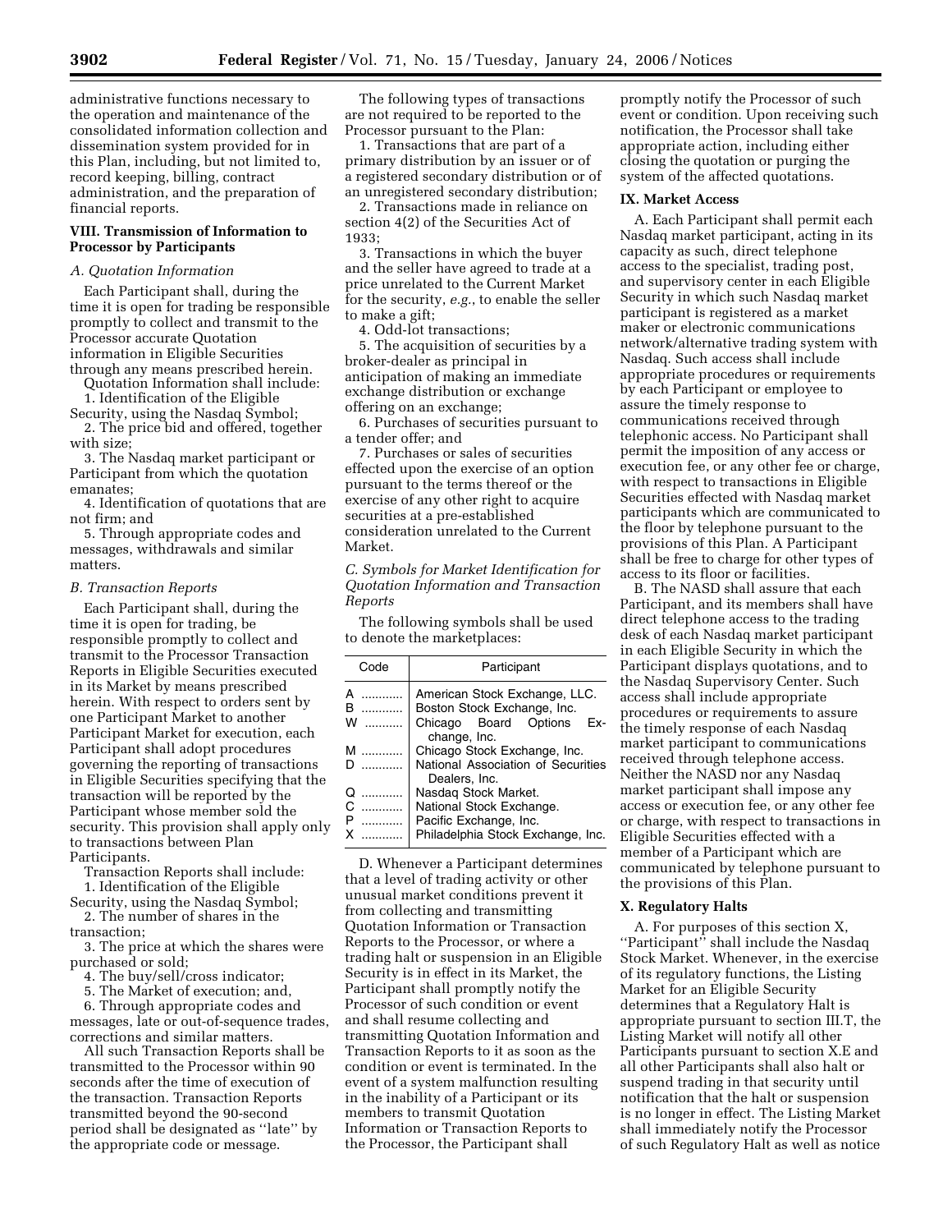administrative functions necessary to the operation and maintenance of the consolidated information collection and dissemination system provided for in this Plan, including, but not limited to, record keeping, billing, contract administration, and the preparation of financial reports.

## VIII. Transmission of Information to Processor by Participants

### *A. Quotation Information*

Each Participant shall, during the time it is open for trading be responsible promptly to collect and transmit to the Processor accurate Quotation information in Eligible Securities through any means prescribed herein.

Quotation Information shall include:

1. Identification of the Eligible Security, using the Nasdaq Symbol;
2. The price bid and offered, together with size;
3. The Nasdaq market participant or Participant from which the quotation emanates;
4. Identification of quotations that are not firm; and
5. Through appropriate codes and messages, withdrawals and similar matters.

### *B. Transaction Reports*

Each Participant shall, during the time it is open for trading, be responsible promptly to collect and transmit to the Processor Transaction Reports in Eligible Securities executed in its Market by means prescribed herein. With respect to orders sent by one Participant Market to another Participant Market for execution, each Participant shall adopt procedures governing the reporting of transactions in Eligible Securities specifying that the transaction will be reported by the Participant whose member sold the security. This provision shall apply only to transactions between Plan Participants.

Transaction Reports shall include:

1. Identification of the Eligible Security, using the Nasdaq Symbol;
2. The number of shares in the transaction;
3. The price at which the shares were purchased or sold;
4. The buy/sell/cross indicator;
5. The Market of execution; and,
6. Through appropriate codes and messages, late or out-of-sequence trades, corrections and similar matters.

All such Transaction Reports shall be transmitted to the Processor within 90 seconds after the time of execution of the transaction. Transaction Reports transmitted beyond the 90-second period shall be designated as ''late'' by the appropriate code or message.

The following types of transactions are not required to be reported to the Processor pursuant to the Plan:

1. Transactions that are part of a primary distribution by an issuer or of a registered secondary distribution or of an unregistered secondary distribution;
2. Transactions made in reliance on section 4(2) of the Securities Act of 1933;
3. Transactions in which the buyer and the seller have agreed to trade at a price unrelated to the Current Market for the security, *e.g.*, to enable the seller to make a gift;
4. Odd-lot transactions;
5. The acquisition of securities by a broker-dealer as principal in anticipation of making an immediate exchange distribution or exchange offering on an exchange;
6. Purchases of securities pursuant to a tender offer; and
7. Purchases or sales of securities effected upon the exercise of an option pursuant to the terms thereof or the exercise of any other right to acquire securities at a pre-established consideration unrelated to the Current Market.

### *C. Symbols for Market Identification for Quotation Information and Transaction Reports*

The following symbols shall be used to denote the marketplaces:

| Code | Participant |
|---|---|
| A | American Stock Exchange, LLC. |
| B | Boston Stock Exchange, Inc. |
| W | Chicago Board Options Exchange, Inc. |
| M | Chicago Stock Exchange, Inc. |
| D | National Association of Securities Dealers, Inc. |
| Q | Nasdaq Stock Market. |
| C | National Stock Exchange. |
| P | Pacific Exchange, Inc. |
| X | Philadelphia Stock Exchange, Inc. |

D. Whenever a Participant determines that a level of trading activity or other unusual market conditions prevent it from collecting and transmitting Quotation Information or Transaction Reports to the Processor, or where a trading halt or suspension in an Eligible Security is in effect in its Market, the Participant shall promptly notify the Processor of such condition or event and shall resume collecting and transmitting Quotation Information and Transaction Reports to it as soon as the condition or event is terminated. In the event of a system malfunction resulting in the inability of a Participant or its members to transmit Quotation Information or Transaction Reports to the Processor, the Participant shall promptly notify the Processor of such event or condition. Upon receiving such notification, the Processor shall take appropriate action, including either closing the quotation or purging the system of the affected quotations.

## IX. Market Access

A. Each Participant shall permit each Nasdaq market participant, acting in its capacity as such, direct telephone access to the specialist, trading post, and supervisory center in each Eligible Security in which such Nasdaq market participant is registered as a market maker or electronic communications network/alternative trading system with Nasdaq. Such access shall include appropriate procedures or requirements by each Participant or employee to assure the timely response to communications received through telephonic access. No Participant shall permit the imposition of any access or execution fee, or any other fee or charge, with respect to transactions in Eligible Securities effected with Nasdaq market participants which are communicated to the floor by telephone pursuant to the provisions of this Plan. A Participant shall be free to charge for other types of access to its floor or facilities.

B. The NASD shall assure that each Participant, and its members shall have direct telephone access to the trading desk of each Nasdaq market participant in each Eligible Security in which the Participant displays quotations, and to the Nasdaq Supervisory Center. Such access shall include appropriate procedures or requirements to assure the timely response of each Nasdaq market participant to communications received through telephone access. Neither the NASD nor any Nasdaq market participant shall impose any access or execution fee, or any other fee or charge, with respect to transactions in Eligible Securities effected with a member of a Participant which are communicated by telephone pursuant to the provisions of this Plan.

## X. Regulatory Halts

A. For purposes of this section X, ''Participant'' shall include the Nasdaq Stock Market. Whenever, in the exercise of its regulatory functions, the Listing Market for an Eligible Security determines that a Regulatory Halt is appropriate pursuant to section III.T, the Listing Market will notify all other Participants pursuant to section X.E and all other Participants shall also halt or suspend trading in that security until notification that the halt or suspension is no longer in effect. The Listing Market shall immediately notify the Processor of such Regulatory Halt as well as notice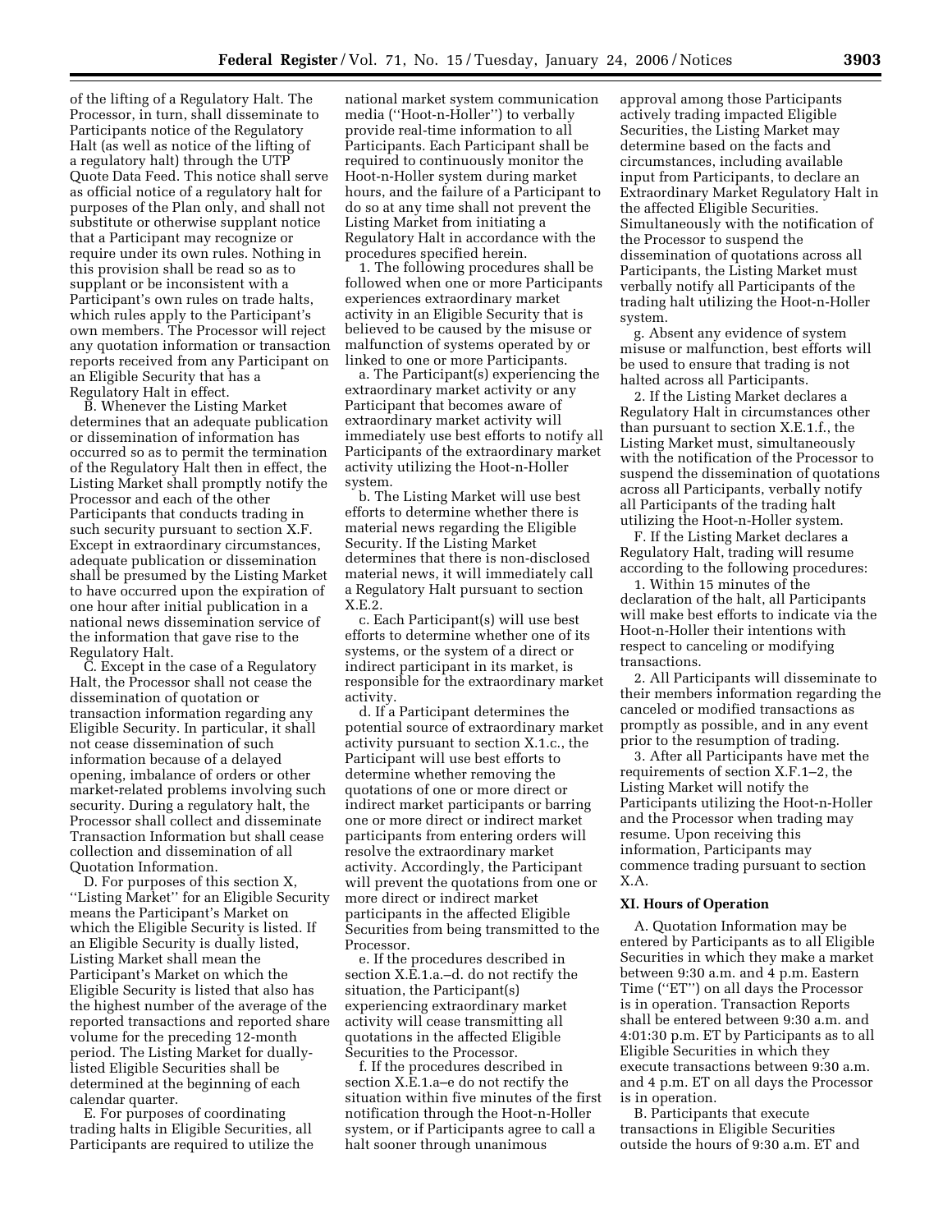of the lifting of a Regulatory Halt. The Processor, in turn, shall disseminate to Participants notice of the Regulatory Halt (as well as notice of the lifting of a regulatory halt) through the UTP Quote Data Feed. This notice shall serve as official notice of a regulatory halt for purposes of the Plan only, and shall not substitute or otherwise supplant notice that a Participant may recognize or require under its own rules. Nothing in this provision shall be read so as to supplant or be inconsistent with a Participant's own rules on trade halts, which rules apply to the Participant's own members. The Processor will reject any quotation information or transaction reports received from any Participant on an Eligible Security that has a Regulatory Halt in effect.

B. Whenever the Listing Market determines that an adequate publication or dissemination of information has occurred so as to permit the termination of the Regulatory Halt then in effect, the Listing Market shall promptly notify the Processor and each of the other Participants that conducts trading in such security pursuant to section X.F. Except in extraordinary circumstances, adequate publication or dissemination shall be presumed by the Listing Market to have occurred upon the expiration of one hour after initial publication in a national news dissemination service of the information that gave rise to the Regulatory Halt.

C. Except in the case of a Regulatory Halt, the Processor shall not cease the dissemination of quotation or transaction information regarding any Eligible Security. In particular, it shall not cease dissemination of such information because of a delayed opening, imbalance of orders or other market-related problems involving such security. During a regulatory halt, the Processor shall collect and disseminate Transaction Information but shall cease collection and dissemination of all Quotation Information.

D. For purposes of this section X, "Listing Market" for an Eligible Security means the Participant's Market on which the Eligible Security is listed. If an Eligible Security is dually listed, Listing Market shall mean the Participant's Market on which the Eligible Security is listed that also has the highest number of the average of the reported transactions and reported share volume for the preceding 12-month period. The Listing Market for dually-listed Eligible Securities shall be determined at the beginning of each calendar quarter.

E. For purposes of coordinating trading halts in Eligible Securities, all Participants are required to utilize the national market system communication media ("Hoot-n-Holler") to verbally provide real-time information to all Participants. Each Participant shall be required to continuously monitor the Hoot-n-Holler system during market hours, and the failure of a Participant to do so at any time shall not prevent the Listing Market from initiating a Regulatory Halt in accordance with the procedures specified herein.

1. The following procedures shall be followed when one or more Participants experiences extraordinary market activity in an Eligible Security that is believed to be caused by the misuse or malfunction of systems operated by or linked to one or more Participants.

a. The Participant(s) experiencing the extraordinary market activity or any Participant that becomes aware of extraordinary market activity will immediately use best efforts to notify all Participants of the extraordinary market activity utilizing the Hoot-n-Holler system.

b. The Listing Market will use best efforts to determine whether there is material news regarding the Eligible Security. If the Listing Market determines that there is non-disclosed material news, it will immediately call a Regulatory Halt pursuant to section X.E.2.

c. Each Participant(s) will use best efforts to determine whether one of its systems, or the system of a direct or indirect participant in its market, is responsible for the extraordinary market activity.

d. If a Participant determines the potential source of extraordinary market activity pursuant to section X.1.c., the Participant will use best efforts to determine whether removing the quotations of one or more direct or indirect market participants or barring one or more direct or indirect market participants from entering orders will resolve the extraordinary market activity. Accordingly, the Participant will prevent the quotations from one or more direct or indirect market participants in the affected Eligible Securities from being transmitted to the Processor.

e. If the procedures described in section X.E.1.a.–d. do not rectify the situation, the Participant(s) experiencing extraordinary market activity will cease transmitting all quotations in the affected Eligible Securities to the Processor.

f. If the procedures described in section X.E.1.a–e do not rectify the situation within five minutes of the first notification through the Hoot-n-Holler system, or if Participants agree to call a halt sooner through unanimous approval among those Participants actively trading impacted Eligible Securities, the Listing Market may determine based on the facts and circumstances, including available input from Participants, to declare an Extraordinary Market Regulatory Halt in the affected Eligible Securities. Simultaneously with the notification of the Processor to suspend the dissemination of quotations across all Participants, the Listing Market must verbally notify all Participants of the trading halt utilizing the Hoot-n-Holler system.

g. Absent any evidence of system misuse or malfunction, best efforts will be used to ensure that trading is not halted across all Participants.

2. If the Listing Market declares a Regulatory Halt in circumstances other than pursuant to section X.E.1.f., the Listing Market must, simultaneously with the notification of the Processor to suspend the dissemination of quotations across all Participants, verbally notify all Participants of the trading halt utilizing the Hoot-n-Holler system.

F. If the Listing Market declares a Regulatory Halt, trading will resume according to the following procedures:

1. Within 15 minutes of the declaration of the halt, all Participants will make best efforts to indicate via the Hoot-n-Holler their intentions with respect to canceling or modifying transactions.

2. All Participants will disseminate to their members information regarding the canceled or modified transactions as promptly as possible, and in any event prior to the resumption of trading.

3. After all Participants have met the requirements of section X.F.1–2, the Listing Market will notify the Participants utilizing the Hoot-n-Holler and the Processor when trading may resume. Upon receiving this information, Participants may commence trading pursuant to section X.A.

### XI. Hours of Operation

A. Quotation Information may be entered by Participants as to all Eligible Securities in which they make a market between 9:30 a.m. and 4 p.m. Eastern Time ("ET") on all days the Processor is in operation. Transaction Reports shall be entered between 9:30 a.m. and 4:01:30 p.m. ET by Participants as to all Eligible Securities in which they execute transactions between 9:30 a.m. and 4 p.m. ET on all days the Processor is in operation.

B. Participants that execute transactions in Eligible Securities outside the hours of 9:30 a.m. ET and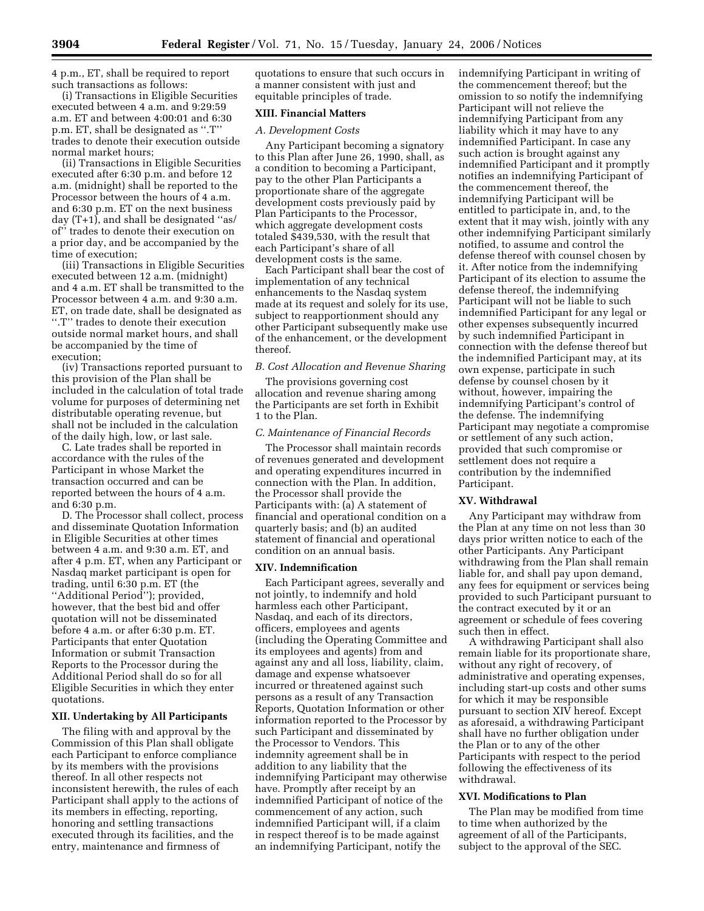4 p.m., ET, shall be required to report such transactions as follows:

(i) Transactions in Eligible Securities executed between 4 a.m. and 9:29:59 a.m. ET and between 4:00:01 and 6:30 p.m. ET, shall be designated as ''.T'' trades to denote their execution outside normal market hours;

(ii) Transactions in Eligible Securities executed after 6:30 p.m. and before 12 a.m. (midnight) shall be reported to the Processor between the hours of 4 a.m. and 6:30 p.m. ET on the next business day (T+1), and shall be designated ''as/of'' trades to denote their execution on a prior day, and be accompanied by the time of execution;

(iii) Transactions in Eligible Securities executed between 12 a.m. (midnight) and 4 a.m. ET shall be transmitted to the Processor between 4 a.m. and 9:30 a.m. ET, on trade date, shall be designated as ''.T'' trades to denote their execution outside normal market hours, and shall be accompanied by the time of execution;

(iv) Transactions reported pursuant to this provision of the Plan shall be included in the calculation of total trade volume for purposes of determining net distributable operating revenue, but shall not be included in the calculation of the daily high, low, or last sale.

C. Late trades shall be reported in accordance with the rules of the Participant in whose Market the transaction occurred and can be reported between the hours of 4 a.m. and 6:30 p.m.

D. The Processor shall collect, process and disseminate Quotation Information in Eligible Securities at other times between 4 a.m. and 9:30 a.m. ET, and after 4 p.m. ET, when any Participant or Nasdaq market participant is open for trading, until 6:30 p.m. ET (the ''Additional Period''); provided, however, that the best bid and offer quotation will not be disseminated before 4 a.m. or after 6:30 p.m. ET. Participants that enter Quotation Information or submit Transaction Reports to the Processor during the Additional Period shall do so for all Eligible Securities in which they enter quotations.

## XII. Undertaking by All Participants

The filing with and approval by the Commission of this Plan shall obligate each Participant to enforce compliance by its members with the provisions thereof. In all other respects not inconsistent herewith, the rules of each Participant shall apply to the actions of its members in effecting, reporting, honoring and settling transactions executed through its facilities, and the entry, maintenance and firmness of quotations to ensure that such occurs in a manner consistent with just and equitable principles of trade.

## XIII. Financial Matters

### *A. Development Costs*

Any Participant becoming a signatory to this Plan after June 26, 1990, shall, as a condition to becoming a Participant, pay to the other Plan Participants a proportionate share of the aggregate development costs previously paid by Plan Participants to the Processor, which aggregate development costs totaled $439,530, with the result that each Participant's share of all development costs is the same.

Each Participant shall bear the cost of implementation of any technical enhancements to the Nasdaq system made at its request and solely for its use, subject to reapportionment should any other Participant subsequently make use of the enhancement, or the development thereof.

### *B. Cost Allocation and Revenue Sharing*

The provisions governing cost allocation and revenue sharing among the Participants are set forth in Exhibit 1 to the Plan.

### *C. Maintenance of Financial Records*

The Processor shall maintain records of revenues generated and development and operating expenditures incurred in connection with the Plan. In addition, the Processor shall provide the Participants with: (a) A statement of financial and operational condition on a quarterly basis; and (b) an audited statement of financial and operational condition on an annual basis.

## XIV. Indemnification

Each Participant agrees, severally and not jointly, to indemnify and hold harmless each other Participant, Nasdaq, and each of its directors, officers, employees and agents (including the Operating Committee and its employees and agents) from and against any and all loss, liability, claim, damage and expense whatsoever incurred or threatened against such persons as a result of any Transaction Reports, Quotation Information or other information reported to the Processor by such Participant and disseminated by the Processor to Vendors. This indemnity agreement shall be in addition to any liability that the indemnifying Participant may otherwise have. Promptly after receipt by an indemnified Participant of notice of the commencement of any action, such indemnified Participant will, if a claim in respect thereof is to be made against an indemnifying Participant, notify the indemnifying Participant in writing of the commencement thereof; but the omission to so notify the indemnifying Participant will not relieve the indemnifying Participant from any liability which it may have to any indemnified Participant. In case any such action is brought against any indemnified Participant and it promptly notifies an indemnifying Participant of the commencement thereof, the indemnifying Participant will be entitled to participate in, and, to the extent that it may wish, jointly with any other indemnifying Participant similarly notified, to assume and control the defense thereof with counsel chosen by it. After notice from the indemnifying Participant of its election to assume the defense thereof, the indemnifying Participant will not be liable to such indemnified Participant for any legal or other expenses subsequently incurred by such indemnified Participant in connection with the defense thereof but the indemnified Participant may, at its own expense, participate in such defense by counsel chosen by it without, however, impairing the indemnifying Participant's control of the defense. The indemnifying Participant may negotiate a compromise or settlement of any such action, provided that such compromise or settlement does not require a contribution by the indemnified Participant.

## XV. Withdrawal

Any Participant may withdraw from the Plan at any time on not less than 30 days prior written notice to each of the other Participants. Any Participant withdrawing from the Plan shall remain liable for, and shall pay upon demand, any fees for equipment or services being provided to such Participant pursuant to the contract executed by it or an agreement or schedule of fees covering such then in effect.

A withdrawing Participant shall also remain liable for its proportionate share, without any right of recovery, of administrative and operating expenses, including start-up costs and other sums for which it may be responsible pursuant to section XIV hereof. Except as aforesaid, a withdrawing Participant shall have no further obligation under the Plan or to any of the other Participants with respect to the period following the effectiveness of its withdrawal.

## XVI. Modifications to Plan

The Plan may be modified from time to time when authorized by the agreement of all of the Participants, subject to the approval of the SEC.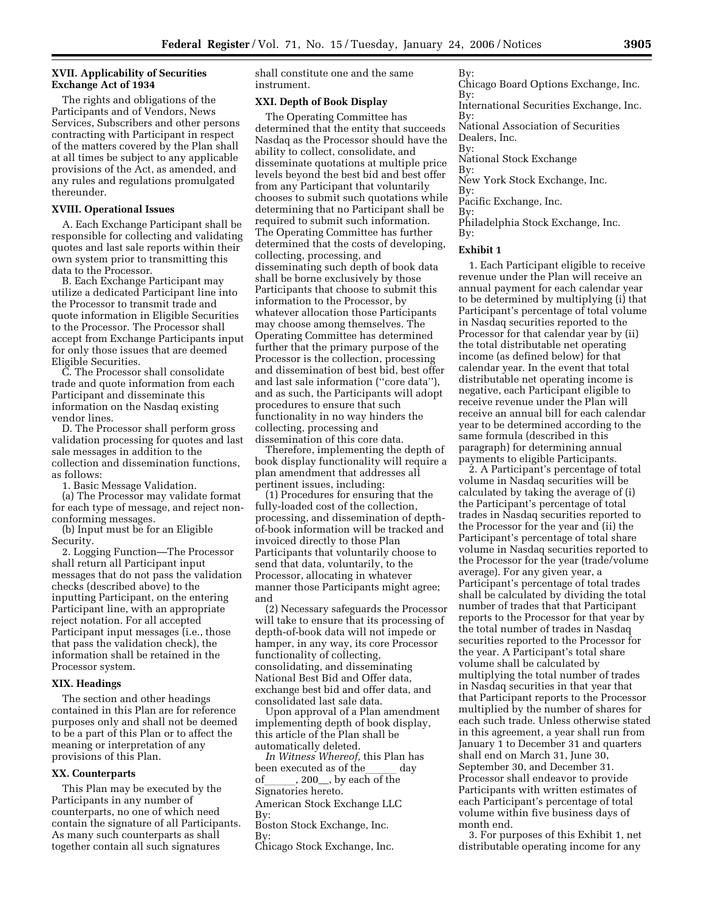### XVII. Applicability of Securities Exchange Act of 1934

The rights and obligations of the Participants and of Vendors, News Services, Subscribers and other persons contracting with Participant in respect of the matters covered by the Plan shall at all times be subject to any applicable provisions of the Act, as amended, and any rules and regulations promulgated thereunder.

### XVIII. Operational Issues

A. Each Exchange Participant shall be responsible for collecting and validating quotes and last sale reports within their own system prior to transmitting this data to the Processor.

B. Each Exchange Participant may utilize a dedicated Participant line into the Processor to transmit trade and quote information in Eligible Securities to the Processor. The Processor shall accept from Exchange Participants input for only those issues that are deemed Eligible Securities.

C. The Processor shall consolidate trade and quote information from each Participant and disseminate this information on the Nasdaq existing vendor lines.

D. The Processor shall perform gross validation processing for quotes and last sale messages in addition to the collection and dissemination functions, as follows:

1. Basic Message Validation.

(a) The Processor may validate format for each type of message, and reject non-conforming messages.

(b) Input must be for an Eligible Security.

2. Logging Function—The Processor shall return all Participant input messages that do not pass the validation checks (described above) to the inputting Participant, on the entering Participant line, with an appropriate reject notation. For all accepted Participant input messages (i.e., those that pass the validation check), the information shall be retained in the Processor system.

### XIX. Headings

The section and other headings contained in this Plan are for reference purposes only and shall not be deemed to be a part of this Plan or to affect the meaning or interpretation of any provisions of this Plan.

### XX. Counterparts

This Plan may be executed by the Participants in any number of counterparts, no one of which need contain the signature of all Participants. As many such counterparts as shall together contain all such signatures shall constitute one and the same instrument.

### XXI. Depth of Book Display

The Operating Committee has determined that the entity that succeeds Nasdaq as the Processor should have the ability to collect, consolidate, and disseminate quotations at multiple price levels beyond the best bid and best offer from any Participant that voluntarily chooses to submit such quotations while determining that no Participant shall be required to submit such information. The Operating Committee has further determined that the costs of developing, collecting, processing, and disseminating such depth of book data shall be borne exclusively by those Participants that choose to submit this information to the Processor, by whatever allocation those Participants may choose among themselves. The Operating Committee has determined further that the primary purpose of the Processor is the collection, processing and dissemination of best bid, best offer and last sale information (''core data''), and as such, the Participants will adopt procedures to ensure that such functionality in no way hinders the collecting, processing and dissemination of this core data.

Therefore, implementing the depth of book display functionality will require a plan amendment that addresses all pertinent issues, including:

(1) Procedures for ensuring that the fully-loaded cost of the collection, processing, and dissemination of depth-of-book information will be tracked and invoiced directly to those Plan Participants that voluntarily choose to send that data, voluntarily, to the Processor, allocating in whatever manner those Participants might agree; and

(2) Necessary safeguards the Processor will take to ensure that its processing of depth-of-book data will not impede or hamper, in any way, its core Processor functionality of collecting, consolidating, and disseminating National Best Bid and Offer data, exchange best bid and offer data, and consolidated last sale data.

Upon approval of a Plan amendment implementing depth of book display, this article of the Plan shall be automatically deleted.

*In Witness Whereof,* this Plan has been executed as of the______ day of______, 200__, by each of the Signatories hereto.

American Stock Exchange LLC
By:
Boston Stock Exchange, Inc.
By:
Chicago Stock Exchange, Inc.
By:
Chicago Board Options Exchange, Inc.
By:
International Securities Exchange, Inc.
By:
National Association of Securities Dealers, Inc.
By:
National Stock Exchange
By:
New York Stock Exchange, Inc.
By:
Pacific Exchange, Inc.
By:
Philadelphia Stock Exchange, Inc.
By:

### Exhibit 1

1. Each Participant eligible to receive revenue under the Plan will receive an annual payment for each calendar year to be determined by multiplying (i) that Participant's percentage of total volume in Nasdaq securities reported to the Processor for that calendar year by (ii) the total distributable net operating income (as defined below) for that calendar year. In the event that total distributable net operating income is negative, each Participant eligible to receive revenue under the Plan will receive an annual bill for each calendar year to be determined according to the same formula (described in this paragraph) for determining annual payments to eligible Participants.

2. A Participant's percentage of total volume in Nasdaq securities will be calculated by taking the average of (i) the Participant's percentage of total trades in Nasdaq securities reported to the Processor for the year and (ii) the Participant's percentage of total share volume in Nasdaq securities reported to the Processor for the year (trade/volume average). For any given year, a Participant's percentage of total trades shall be calculated by dividing the total number of trades that that Participant reports to the Processor for that year by the total number of trades in Nasdaq securities reported to the Processor for the year. A Participant's total share volume shall be calculated by multiplying the total number of trades in Nasdaq securities in that year that that Participant reports to the Processor multiplied by the number of shares for each such trade. Unless otherwise stated in this agreement, a year shall run from January 1 to December 31 and quarters shall end on March 31, June 30, September 30, and December 31. Processor shall endeavor to provide Participants with written estimates of each Participant's percentage of total volume within five business days of month end.

3. For purposes of this Exhibit 1, net distributable operating income for any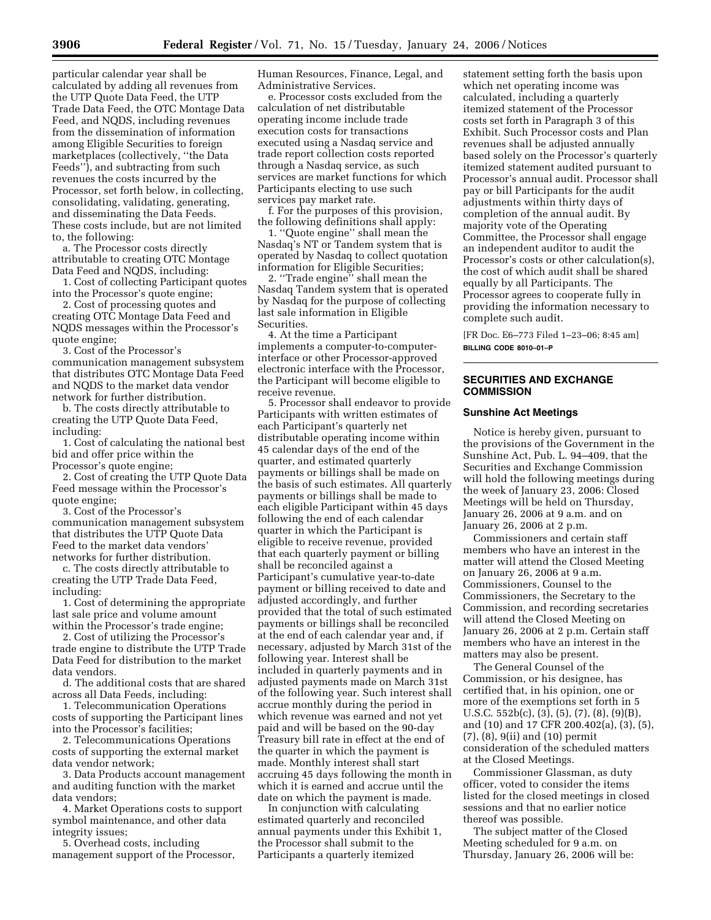particular calendar year shall be calculated by adding all revenues from the UTP Quote Data Feed, the UTP Trade Data Feed, the OTC Montage Data Feed, and NQDS, including revenues from the dissemination of information among Eligible Securities to foreign marketplaces (collectively, ''the Data Feeds''), and subtracting from such revenues the costs incurred by the Processor, set forth below, in collecting, consolidating, validating, generating, and disseminating the Data Feeds. These costs include, but are not limited to, the following:

a. The Processor costs directly attributable to creating OTC Montage Data Feed and NQDS, including:

1. Cost of collecting Participant quotes into the Processor's quote engine;

2. Cost of processing quotes and creating OTC Montage Data Feed and NQDS messages within the Processor's quote engine;

3. Cost of the Processor's communication management subsystem that distributes OTC Montage Data Feed and NQDS to the market data vendor network for further distribution.

b. The costs directly attributable to creating the UTP Quote Data Feed, including:

1. Cost of calculating the national best bid and offer price within the Processor's quote engine;

2. Cost of creating the UTP Quote Data Feed message within the Processor's quote engine;

3. Cost of the Processor's communication management subsystem that distributes the UTP Quote Data Feed to the market data vendors' networks for further distribution.

c. The costs directly attributable to creating the UTP Trade Data Feed, including:

1. Cost of determining the appropriate last sale price and volume amount within the Processor's trade engine;

2. Cost of utilizing the Processor's trade engine to distribute the UTP Trade Data Feed for distribution to the market data vendors.

d. The additional costs that are shared across all Data Feeds, including:

1. Telecommunication Operations costs of supporting the Participant lines into the Processor's facilities;

2. Telecommunications Operations costs of supporting the external market data vendor network;

3. Data Products account management and auditing function with the market data vendors;

4. Market Operations costs to support symbol maintenance, and other data integrity issues;

5. Overhead costs, including management support of the Processor, Human Resources, Finance, Legal, and Administrative Services.

e. Processor costs excluded from the calculation of net distributable operating income include trade execution costs for transactions executed using a Nasdaq service and trade report collection costs reported through a Nasdaq service, as such services are market functions for which Participants electing to use such services pay market rate.

f. For the purposes of this provision, the following definitions shall apply:

1. ''Quote engine'' shall mean the Nasdaq's NT or Tandem system that is operated by Nasdaq to collect quotation information for Eligible Securities;

2. ''Trade engine'' shall mean the Nasdaq Tandem system that is operated by Nasdaq for the purpose of collecting last sale information in Eligible Securities.

4. At the time a Participant implements a computer-to-computer-interface or other Processor-approved electronic interface with the Processor, the Participant will become eligible to receive revenue.

5. Processor shall endeavor to provide Participants with written estimates of each Participant's quarterly net distributable operating income within 45 calendar days of the end of the quarter, and estimated quarterly payments or billings shall be made on the basis of such estimates. All quarterly payments or billings shall be made to each eligible Participant within 45 days following the end of each calendar quarter in which the Participant is eligible to receive revenue, provided that each quarterly payment or billing shall be reconciled against a Participant's cumulative year-to-date payment or billing received to date and adjusted accordingly, and further provided that the total of such estimated payments or billings shall be reconciled at the end of each calendar year and, if necessary, adjusted by March 31st of the following year. Interest shall be included in quarterly payments and in adjusted payments made on March 31st of the following year. Such interest shall accrue monthly during the period in which revenue was earned and not yet paid and will be based on the 90-day Treasury bill rate in effect at the end of the quarter in which the payment is made. Monthly interest shall start accruing 45 days following the month in which it is earned and accrue until the date on which the payment is made.

In conjunction with calculating estimated quarterly and reconciled annual payments under this Exhibit 1, the Processor shall submit to the Participants a quarterly itemized statement setting forth the basis upon which net operating income was calculated, including a quarterly itemized statement of the Processor costs set forth in Paragraph 3 of this Exhibit. Such Processor costs and Plan revenues shall be adjusted annually based solely on the Processor's quarterly itemized statement audited pursuant to Processor's annual audit. Processor shall pay or bill Participants for the audit adjustments within thirty days of completion of the annual audit. By majority vote of the Operating Committee, the Processor shall engage an independent auditor to audit the Processor's costs or other calculation(s), the cost of which audit shall be shared equally by all Participants. The Processor agrees to cooperate fully in providing the information necessary to complete such audit.

[FR Doc. E6–773 Filed 1–23–06; 8:45 am]

**BILLING CODE 8010–01–P**

## SECURITIES AND EXCHANGE COMMISSION

### Sunshine Act Meetings

Notice is hereby given, pursuant to the provisions of the Government in the Sunshine Act, Pub. L. 94–409, that the Securities and Exchange Commission will hold the following meetings during the week of January 23, 2006: Closed Meetings will be held on Thursday, January 26, 2006 at 9 a.m. and on January 26, 2006 at 2 p.m.

Commissioners and certain staff members who have an interest in the matter will attend the Closed Meeting on January 26, 2006 at 9 a.m. Commissioners, Counsel to the Commissioners, the Secretary to the Commission, and recording secretaries will attend the Closed Meeting on January 26, 2006 at 2 p.m. Certain staff members who have an interest in the matters may also be present.

The General Counsel of the Commission, or his designee, has certified that, in his opinion, one or more of the exemptions set forth in 5 U.S.C. 552b(c), (3), (5), (7), (8), (9)(B), and (10) and 17 CFR 200.402(a), (3), (5), (7), (8), 9(ii) and (10) permit consideration of the scheduled matters at the Closed Meetings.

Commissioner Glassman, as duty officer, voted to consider the items listed for the closed meetings in closed sessions and that no earlier notice thereof was possible.

The subject matter of the Closed Meeting scheduled for 9 a.m. on Thursday, January 26, 2006 will be: